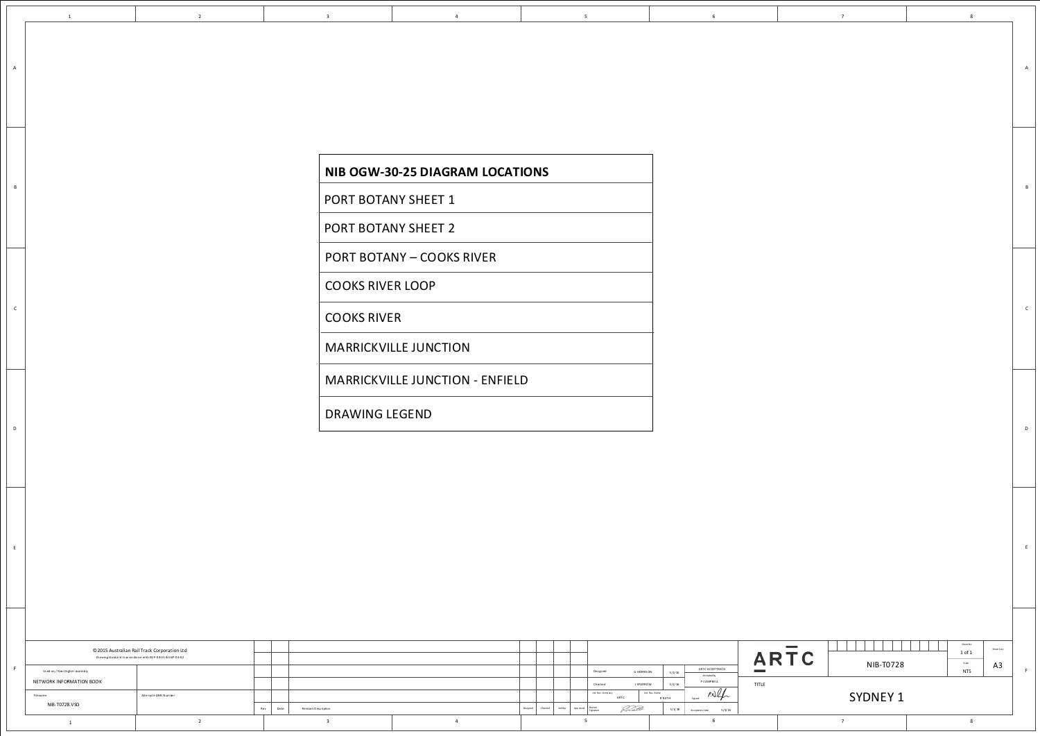| NIB OGW-30-25 DIAGRAM LOCATIONS |
| --- |
| PORT BOTANY SHEET 1 |
| PORT BOTANY SHEET 2 |
| PORT BOTANY – COOKS RIVER |
| COOKS RIVER LOOP |
| COOKS RIVER |
| MARRICKVILLE JUNCTION |
| MARRICKVILLE JUNCTION - ENFIELD |
| DRAWING LEGEND |

© 2015 Australian Rail Track Corporation Ltd

Drawing standard in accordance with ESP-04-01 & ESP-04-02

Used on / Next higher assembly: NETWORK INFORMATION BOOK

Filename: NIB-T0728.VSD

Alternate DMS Number

| Designed | G HARRISON | 5/1/16 |
| --- | --- | --- |
| Checked | J SPARROW | 5/1/16 |
| Ind. Rev. Company: ARTC | Ind. Rev. Name: R RUTH | 5/1/16 |

ARTC ACCEPTANCE — Accepted by: P CAMPBELL — Acceptance Date: 5/1/16

ARTC

NIB-T0728

Sheet No. 1 of 1 — Scale: NTS — Sheet Size: A3

TITLE: SYDNEY 1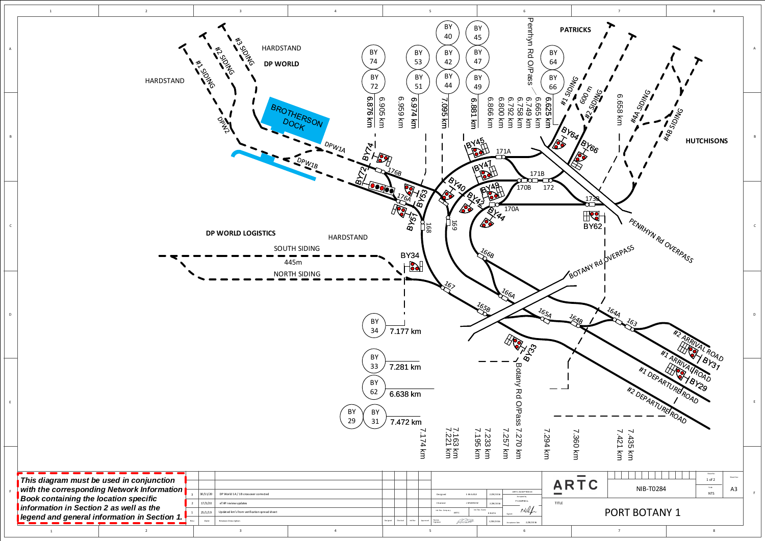# PORT BOTANY 1

**NIB-T0284**

HARDSTAND

DP WORLD

BROTHERSON DOCK

#1 SIDING

#2 SIDING

#3 SIDING

DPW2

DPW1A

DPW1B

DP WORLD LOGISTICS

HARDSTAND

SOUTH SIDING

445m

NORTH SIDING

PATRICKS

HUTCHISONS

#1 SIDING

#2 SIDING

600 m

#4A SIDING

#4B SIDING

Penrhyn Rd O/Pass

PENRHYN Rd OVERPASS

BOTANY Rd OVERPASS

Botany Rd O/Pass

#2 ARRIVAL ROAD

#1 ARRIVAL ROAD

#1 DEPARTURE ROAD

#2 DEPARTURE ROAD

Signals: BY74, BY72, BY53, BY51, BY40, BY42, BY44, BY45, BY47, BY49, BY64, BY66, BY62, BY34, BY33, BY31, BY29

Points: 176B, 176A, 168, 169, 171A, 171B, 170B, 172, 170A, 173B, 166B, 167, 166A, 165B, 165A, 164B, 164A, 163

| Signal | km |
| --- | --- |
| BY 74 / BY 72 | 6.876 km |
| | 6.905 km |
| | 6.959 km |
| BY 53 / BY 51 | 6.974 km |
| BY 40 / BY 42 / BY 44 | 7.095 km |
| BY 45 / BY 47 / BY 49 | 6.881 km |
| | 6.866 km |
| | 6.800 km |
| | 6.792 km |
| | 6.758 km |
| | 6.749 km |
| | 6.665 km |
| BY 64 / BY 66 | 6.625 km |
| | 6.658 km |
| BY 34 | 7.177 km |
| BY 33 | 7.281 km |
| BY 62 | 6.638 km |
| BY 29 / BY 31 | 7.472 km |

7.174 km, 7.163 km, 7.221 km, 7.195 km, 7.233 km, 7.257 km, 7.270 km, 7.294 km, 7.360 km, 7.421 km, 7.435 km

*This diagram must be used in conjunction with the corresponding Network Information Book containing the location specific information in Section 2 as well as the legend and general information in Section 1.*

| Rev | Date | Revision Description |
| --- | --- | --- |
| 3 | 30/11/20 | DP World 1A / 1B crossover corrected |
| 2 | 17/5/20 | eTAP review updates |
| 1 | 25/1/19 | Updated km's from verification spread sheet |

Designed: S BRADLEY 2/08/2016
Checked: J SPARROW 2/08/2016
Ind. Rev. Company: ARTC
Ind. Rev. Name: R RATH
ARTC ACCEPTANCE — Accepted by: P CAMPBELL
Acceptance Date: 2/08/2016

Sheet No. 1 of 2 — Scale NTS — Sheet Size A3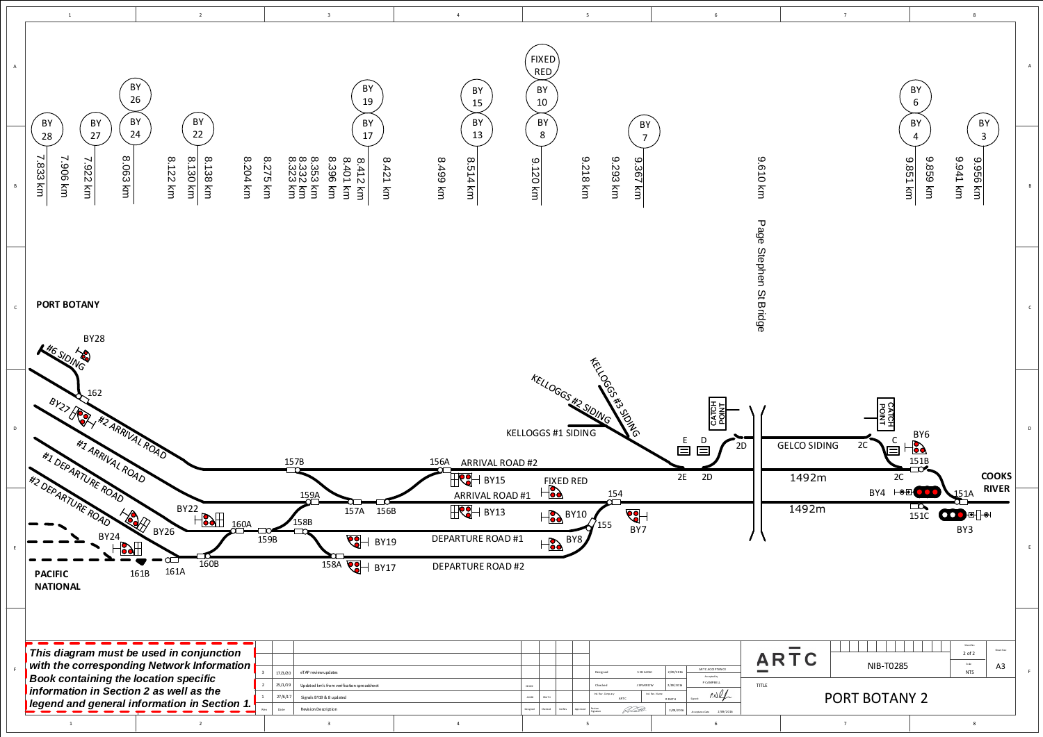| BY 28 | BY 27 | BY 26 / BY 24 | BY 22 | BY 19 / BY 17 | BY 15 / BY 13 | FIXED RED / BY 10 / BY 8 | BY 7 | BY 6 / BY 4 | BY 3 |
|---|---|---|---|---|---|---|---|---|---|

7.833 km, 7.906 km, 7.922 km, 8.063 km, 8.122 km, 8.130 km, 8.138 km, 8.204 km, 8.275 km, 8.323 km, 8.332 km, 8.353 km, 8.396 km, 8.401 km, 8.412 km, 8.421 km, 8.499 km, 8.514 km, 9.120 km, 9.218 km, 9.293 km, 9.367 km, 9.610 km, 9.851 km, 9.859 km, 9.941 km, 9.956 km

Page Stephen St Bridge

**PORT BOTANY**

BY28
#6 SIDING
162
BY27
#2 ARRIVAL ROAD
#1 ARRIVAL ROAD
#1 DEPARTURE ROAD
#2 DEPARTURE ROAD
BY22
BY26
BY24
160A
159B
159A
158B
157B
157A
156B
156A
158A
160B
161B
161A

**PACIFIC NATIONAL**

ARRIVAL ROAD #2
BY15
ARRIVAL ROAD #1
BY13
BY19
BY17
DEPARTURE ROAD #1
DEPARTURE ROAD #2
FIXED RED
BY10
BY8
KELLOGGS #2 SIDING
KELLOGGS #3 SIDING
KELLOGGS #1 SIDING
154
155
BY7
E D
CATCH POINT
2D
2E 2D
GELCO SIDING
1492m
1492m
2C
CATCH POINT
C
BY6
151B
2C
BY4
151A
151C
BY3

**COOKS RIVER**

***This diagram must be used in conjunction with the corresponding Network Information Book containing the location specific information in Section 2 as well as the legend and general information in Section 1.***

| Rev | Date | Revision Description |
|---|---|---|
| 3 | 17/3/20 | eTAP review updates |
| 2 | 25/1/19 | Updated km's from verification spreadsheet |
| 1 | 27/8/17 | Signals BY19 & 8 updated |

Designed: S KHALIDI 2/09/2016
Checked: J SPARROW 2/09/2016
ARTC ACCEPTANCE — Accepted by P CAMPBELL — Acceptance Date 2/09/2016

ARTC
NIB-T0285
Sheet No. 2 of 2 — Scale NTS — Sheet Size A3

TITLE: PORT BOTANY 2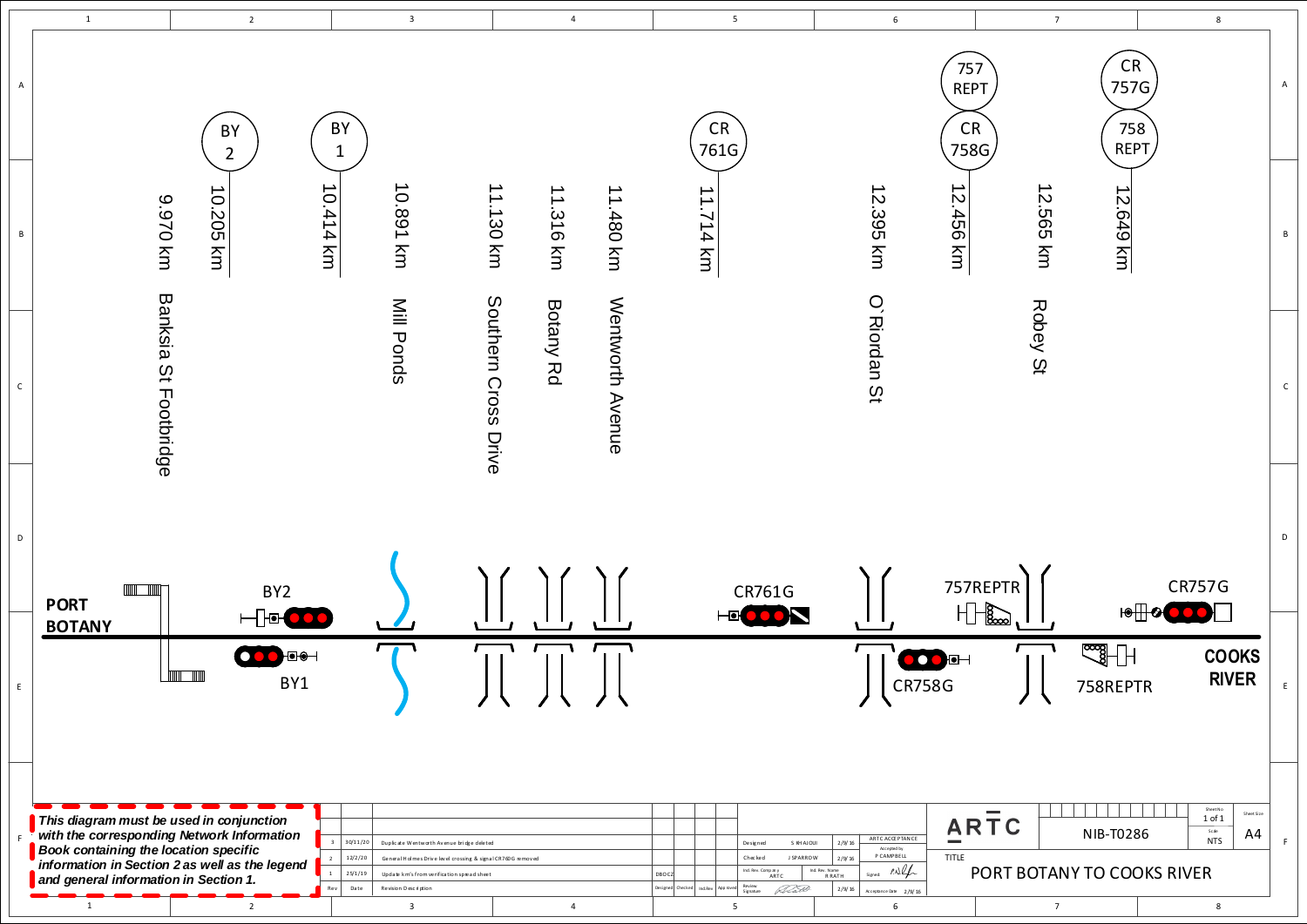| Location | km |
| --- | --- |
| Banksia St Footbridge | 9.970 km |
| BY 2 | 10.205 km |
| BY 1 | 10.414 km |
| Mill Ponds | 10.891 km |
| Southern Cross Drive | 11.130 km |
| Botany Rd | 11.316 km |
| Wentworth Avenue | 11.480 km |
| CR 761G | 11.714 km |
| O`Riordan St | 12.395 km |
| 757 REPT / CR 758G | 12.456 km |
| Robey St | 12.565 km |
| CR 757G / 758 REPT | 12.649 km |

**PORT BOTANY**

BY2

BY1

CR761G

757REPTR

CR758G

758REPTR

CR757G

**COOKS RIVER**

*This diagram must be used in conjunction with the corresponding Network Information Book containing the location specific information in Section 2 as well as the legend and general information in Section 1.*

| Rev | Date | Revision Description |
| --- | --- | --- |
| 3 | 30/11/20 | Duplicate Wentworth Avenue bridge deleted |
| 2 | 12/2/20 | General Holmes Drive level crossing & signal CR760G removed |
| 1 | 25/1/19 | Update km's from verification spread sheet |

DBOCZ

Designed: S KHAJOUI 2/9/16
Checked: J SPARROW 2/9/16
Ind. Rev. Company: ARTC
Ind. Rev. Name: R RATH
Review Signature 2/9/16

ARTC ACCEPTANCE
Accepted by P CAMPBELL
Signed
Acceptance Date 2/9/16

ARTC

NIB-T0286

Sheet No 1 of 1

Scale NTS

Sheet Size A4

TITLE

PORT BOTANY TO COOKS RIVER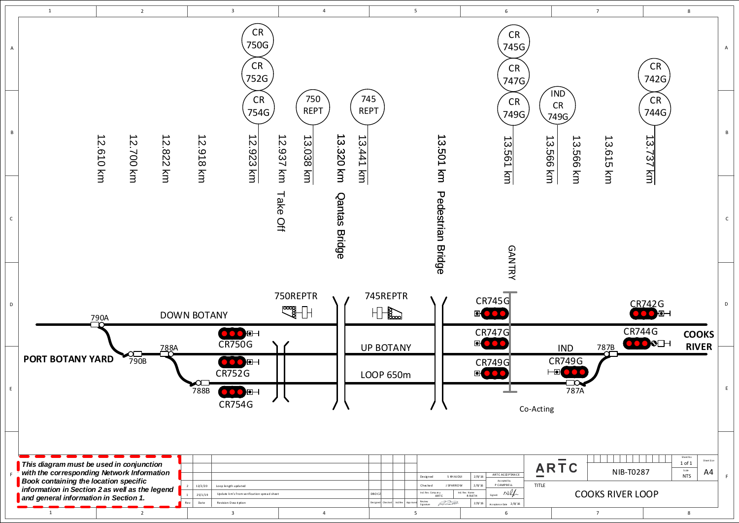| CR 750G | CR 752G | CR 754G | 750 REPT | 745 REPT | CR 745G | CR 747G | CR 749G | IND CR 749G | CR 742G | CR 744G |
|---|---|---|---|---|---|---|---|---|---|---|

12.610 km
12.700 km
12.822 km
12.918 km
12.923 km
12.937 km Take Off
13.038 km
13.320 km Qantas Bridge
13.441 km
13.501 km Pedestrian Bridge
13.561 km
13.566 km
13.566 km
13.615 km
13.737 km

GANTRY

750REPTR
745REPTR

790A
790B
788A
788B
787A
787B

DOWN BOTANY
UP BOTANY
LOOP 650m

CR750G
CR752G
CR754G
CR745G
CR747G
CR749G
IND CR749G
CR742G
CR744G

Co-Acting

**PORT BOTANY YARD**

**COOKS RIVER**

***This diagram must be used in conjunction with the corresponding Network Information Book containing the location specific information in Section 2 as well as the legend and general information in Section 1.***

| Rev | Date | Revision Description |
|---|---|---|
| 2 | 12/2/20 | Loop length updated |
| 1 | 25/1/19 | Update km's from verification spread sheet |

| | | |
|---|---|---|
| Designed | S RHAJOUI | 2/9/16 |
| Checked | J SPARROW | 2/9/16 |
| Ind. Rev. Company ARTC | Ind. Rev. Name R RATH | |
| Review Signature | | 2/9/16 |

ARTC ACCEPTANCE
Accepted by P CAMPBELL
Acceptance Date 2/9/16

ARTC

NIB-T0287

Sheet No 1 of 1
Scale NTS
Sheet Size A4

TITLE
COOKS RIVER LOOP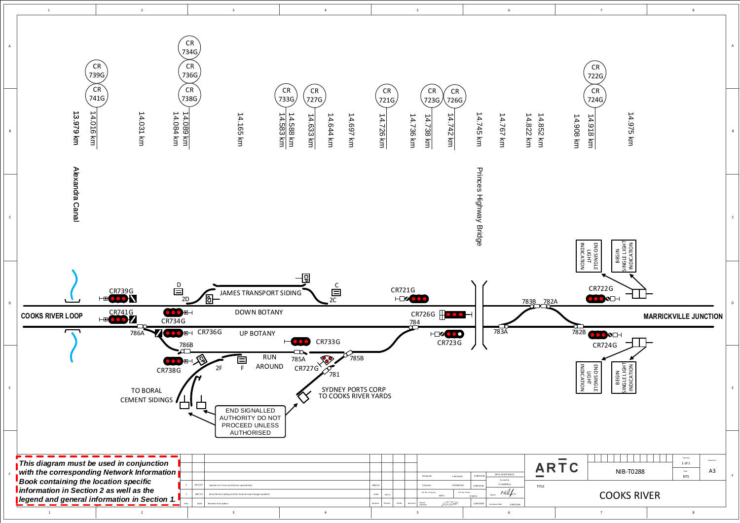# COOKS RIVER

CR 739G, CR 741G, CR 734G, CR 736G, CR 738G, CR 733G, CR 727G, CR 721G, CR 723G, CR 726G, CR 722G, CR 724G

13.979 km, 14.016 km, 14.031 km, 14.084 km, 14.089 km, 14.165 km, 14.583 km, 14.588 km, 14.633 km, 14.644 km, 14.697 km, 14.726 km, 14.736 km, 14.738 km, 14.742 km, 14.745 km, 14.767 km, 14.822 km, 14.852 km, 14.908 km, 14.918 km, 14.975 km

Alexandra Canal

Princes Highway Bridge

COOKS RIVER LOOP

MARRICKVILLE JUNCTION

CR739G, CR741G, CR734G, 786A, CR736G, 786B, CR738G, D, 2D, JAMES TRANSPORT SIDING, C, 2C, DOWN BOTANY, UP BOTANY, CR733G, 785A, RUN AROUND, 2F, F, CR727G, 785B, 781, CR721G, CR726G, 784, CR723G, 783A, 783B, 782A, 782B, CR722G, CR724G

TO BORAL CEMENT SIDINGS

SYDNEY PORTS CORP TO COOKS RIVER YARDS

END SIGNALLED AUTHORITY DO NOT PROCEED UNLESS AUTHORISED

END SINGLE LIGHT INDICATION

BEGIN SINGLE LIGHT INDICATION

*This diagram must be used in conjunction with the corresponding Network Information Book containing the location specific information in Section 2 as well as the legend and general information in Section 1.*

| Rev | Date | Revision Description | Designed | Checked | Verified | Approved |
|---|---|---|---|---|---|---|
| 2 | 29/1/19 | Update km's from verification spreadsheet | DROCZ | | | |
| 1 | 28/7/17 | Boral Cement siding and Run Around road changes updated | ACOM | MALTH | | |

Designed: S KHALILI 2/09/2016
Checked: J SPARROW 2/09/2016
Ind. Rev. Company: ARTC
Ind. Rev. Name: B RUTH
Review Signature 2/09/2016

ARTC ACCEPTANCE
Accepted by: P CAMPBELL
Acceptance Date: 2/09/2016

ARTC

TITLE: COOKS RIVER

NIB-T0288

Sheet No: 1 of 1
Scale: NTS
Sheet Size: A3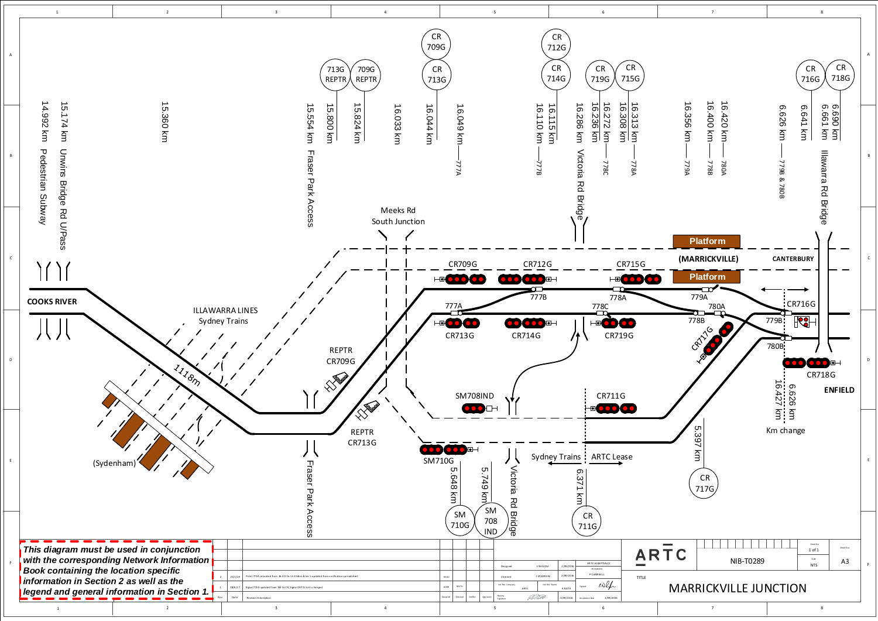# MARRICKVILLE JUNCTION

**Location kilometrages and features:**

- 14.992 km Pedestrian Subway
- 15.174 km Unwins Bridge Rd U/Pass
- 15.360 km
- 15.554 km Fraser Park Access
- 15.800 km — 713G REPTR
- 15.824 km — 709G REPTR
- 16.033 km
- 16.044 km — CR 713G / CR 709G
- 16.049 km — 777A
- 16.110 km — 777B
- 16.115 km — CR 714G / CR 712G
- 16.236 km — CR 719G
- 16.272 km — 778C
- 16.286 km Victoria Rd Bridge
- 16.308 km — CR 715G
- 16.313 km — 778A
- 16.356 km — 779A
- 16.400 km — 778B
- 16.420 km — 780A
- 6.626 km — 779B & 780B
- 6.641 km — CR 716G
- 6.661 km — CR 718G
- 6.690 km Illawarra Rd Bridge
- 5.648 km — SM 710G
- 5.749 km — SM 708 IND
- Victoria Rd Bridge
- 6.371 km — CR 711G
- 5.397 km — CR 717G
- 16.427 km / 6.626 km Km change

**Diagram labels:** COOKS RIVER; ILLAWARRA LINES Sydney Trains; 1118m; (Sydenham); Meeks Rd South Junction; REPTR CR709G; REPTR CR713G; Fraser Park Access; CR709G; CR712G; CR715G; CR713G; CR714G; CR719G; 777A; 777B; 778A; 778C; 779A; 778B; 780A; 779B; 780B; CR716G; CR717G; CR718G; SM708IND; SM710G; CR711G; Platform (MARRICKVILLE) Platform; CANTERBURY; ENFIELD; Sydney Trains | ARTC Lease

*This diagram must be used in conjunction with the corresponding Network Information Book containing the location specific information in Section 2 as well as the legend and general information in Section 1.*

| Rev | Date | Revision Description | Designed | Checked | Verified | Approved |
|---|---|---|---|---|---|---|
| 2 | 25/1/19 | Point 779A relocated from 16.512 to 16.356km & km's updated from certification spreadsheet | GB/JD | | | |
| 1 | 28/6/17 | Signal 709G updated from SM to CR, Signal CR715 km's changed | ACMB | MA/TH | | |

Designed: S KHALESI 2/09/2016; Checked: J SPARROW 2/09/2016; ARTC ACCEPTANCE Accepted by P CAMPBELL; Acceptance date 2/09/2016

ARTC — NIB-T0289 — Sheet 1 of 1 — Scale NTS — A3

TITLE: MARRICKVILLE JUNCTION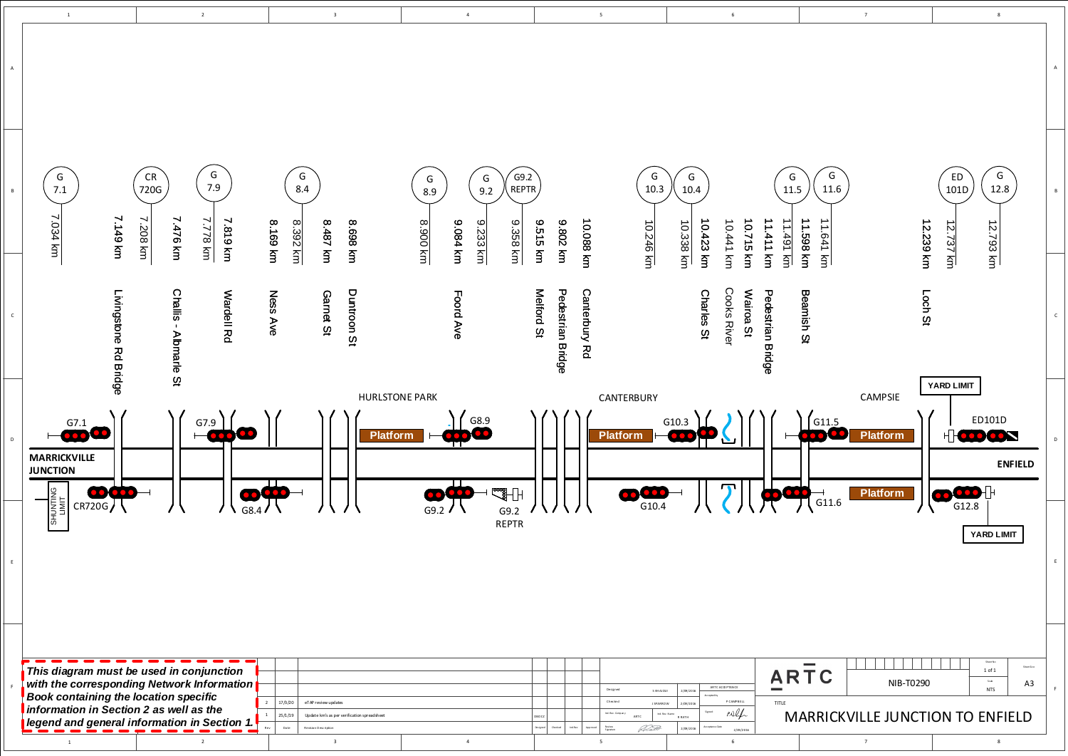# MARRICKVILLE JUNCTION TO ENFIELD

| Signal | Location (km) | Feature |
|---|---|---|
| G 7.1 | 7.034 km | |
| | 7.149 km | Livingstone Rd Bridge |
| CR 720G | 7.208 km | |
| | 7.476 km | Challis - Albmarle St |
| G 7.9 | 7.778 km | |
| | 7.819 km | Wardell Rd |
| | 8.169 km | Ness Ave |
| G 8.4 | 8.392 km | |
| | 8.487 km | Garnet St |
| | 8.698 km | Duntroon St |
| G 8.9 | 8.900 km | |
| | 9.084 km | Foord Ave |
| G 9.2 | 9.233 km | |
| G9.2 REPTR | 9.358 km | |
| | 9.515 km | Melford St |
| | 9.802 km | Pedestrian Bridge |
| | 10.088 km | Canterbury Rd |
| G 10.3 | 10.246 km | |
| G 10.4 | 10.338 km | |
| | 10.423 km | Charles St |
| | 10.441 km | Cooks River |
| | 10.715 km | Wairoa St |
| | 11.411 km | Pedestrian Bridge |
| G 11.5 | 11.491 km | |
| | 11.598 km | Beamish St |
| G 11.6 | 11.641 km | |
| | 12.239 km | Loch St |
| ED 101D | 12.737 km | |
| G 12.8 | 12.793 km | |

MARRICKVILLE JUNCTION

SHUNTING LIMIT

G7.1, CR720G, G7.9, G8.4

HURLSTONE PARK

Platform

G8.9, G9.2, G9.2 REPTR

CANTERBURY

Platform

G10.3, G10.4

CAMPSIE

Platform

Platform

G11.5, G11.6

YARD LIMIT

ED101D

ENFIELD

G12.8

YARD LIMIT

***This diagram must be used in conjunction with the corresponding Network Information Book containing the location specific information in Section 2 as well as the legend and general information in Section 1.***

| Rev | Date | Revision Description |
|---|---|---|
| 2 | 17/3/20 | eTAP review updates |
| 1 | 25/1/19 | Update km's as per verification spreadsheet |

Designed: S KHALDIGI 3/09/2016
Checked: J SPARROW 2/09/2016
ARTC ACCEPTANCE: P CAMPBELL
Accepted Date: 2/09/2016

ARTC

NIB-T0290

Sheet No: 1 of 1

Scale: NTS

A3

TITLE: MARRICKVILLE JUNCTION TO ENFIELD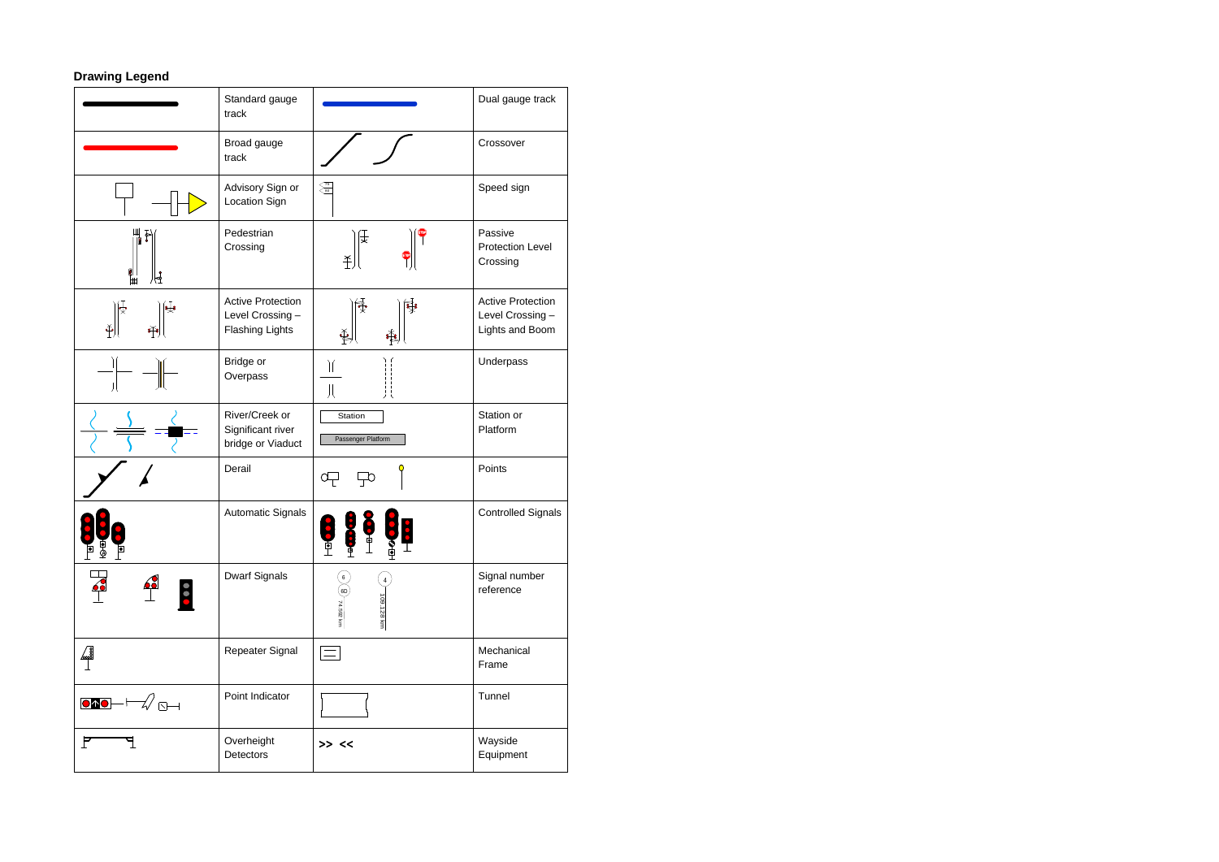### Drawing Legend

| | | | |
|---|---|---|---|
| | Standard gauge track | | Dual gauge track |
| | Broad gauge track | | Crossover |
| | Advisory Sign or Location Sign | | Speed sign |
| | Pedestrian Crossing | | Passive Protection Level Crossing |
| | Active Protection Level Crossing – Flashing Lights | | Active Protection Level Crossing – Lights and Boom |
| | Bridge or Overpass | | Underpass |
| | River/Creek or Significant river bridge or Viaduct | Station<br>Passenger Platform | Station or Platform |
| | Derail | | Points |
| | Automatic Signals | | Controlled Signals |
| | Dwarf Signals | 6<br>6D<br>74.592 km<br>4<br>109.128 km | Signal number reference |
| | Repeater Signal | | Mechanical Frame |
| | Point Indicator | | Tunnel |
| | Overheight Detectors | >> << | Wayside Equipment |